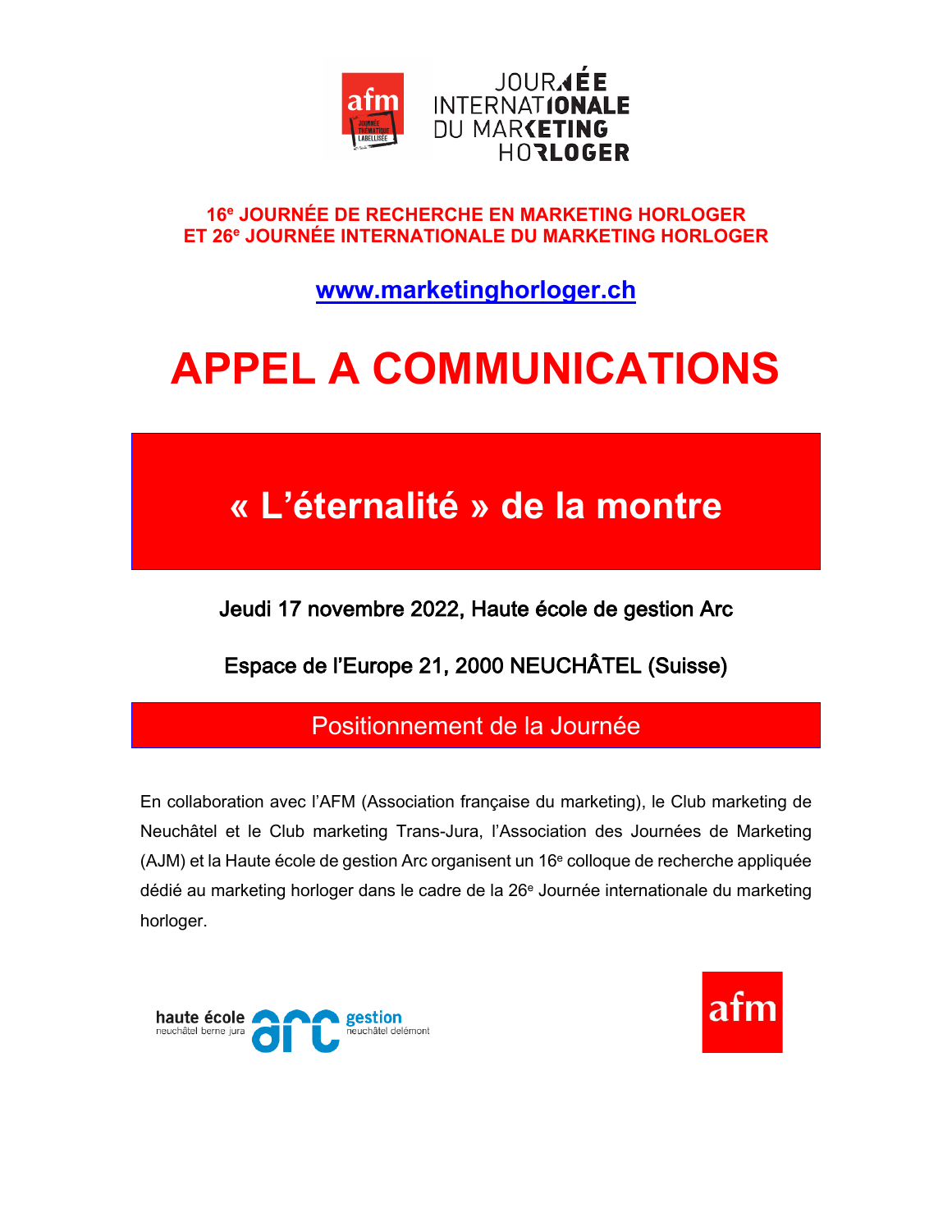JOURNÉE INTERNATIONALE DU MARKETING HORLOGER

**16e JOURNÉE DE RECHERCHE EN MARKETING HORLOGER**
**ET 26e JOURNÉE INTERNATIONALE DU MARKETING HORLOGER**

**www.marketinghorloger.ch**

# APPEL A COMMUNICATIONS

## « L'éternalité » de la montre

**Jeudi 17 novembre 2022, Haute école de gestion Arc**

**Espace de l'Europe 21, 2000 NEUCHÂTEL (Suisse)**

## Positionnement de la Journée

En collaboration avec l'AFM (Association française du marketing), le Club marketing de Neuchâtel et le Club marketing Trans-Jura, l'Association des Journées de Marketing (AJM) et la Haute école de gestion Arc organisent un 16e colloque de recherche appliquée dédié au marketing horloger dans le cadre de la 26e Journée internationale du marketing horloger.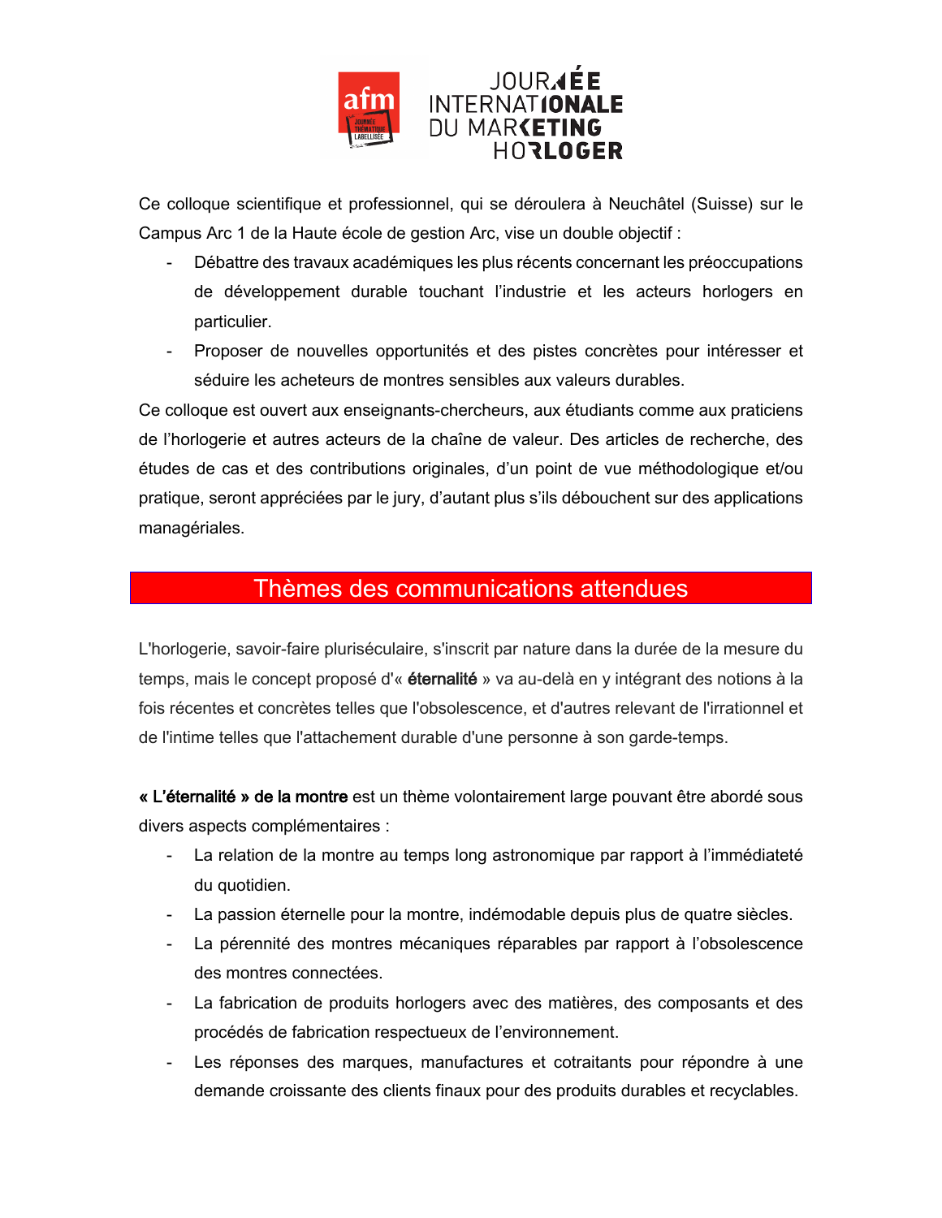Ce colloque scientifique et professionnel, qui se déroulera à Neuchâtel (Suisse) sur le Campus Arc 1 de la Haute école de gestion Arc, vise un double objectif :

- Débattre des travaux académiques les plus récents concernant les préoccupations de développement durable touchant l'industrie et les acteurs horlogers en particulier.
- Proposer de nouvelles opportunités et des pistes concrètes pour intéresser et séduire les acheteurs de montres sensibles aux valeurs durables.

Ce colloque est ouvert aux enseignants-chercheurs, aux étudiants comme aux praticiens de l'horlogerie et autres acteurs de la chaîne de valeur. Des articles de recherche, des études de cas et des contributions originales, d'un point de vue méthodologique et/ou pratique, seront appréciées par le jury, d'autant plus s'ils débouchent sur des applications managériales.

## Thèmes des communications attendues

L'horlogerie, savoir-faire pluriséculaire, s'inscrit par nature dans la durée de la mesure du temps, mais le concept proposé d'« **éternalité** » va au-delà en y intégrant des notions à la fois récentes et concrètes telles que l'obsolescence, et d'autres relevant de l'irrationnel et de l'intime telles que l'attachement durable d'une personne à son garde-temps.

**« L'éternalité » de la montre** est un thème volontairement large pouvant être abordé sous divers aspects complémentaires :

- La relation de la montre au temps long astronomique par rapport à l'immédiateté du quotidien.
- La passion éternelle pour la montre, indémodable depuis plus de quatre siècles.
- La pérennité des montres mécaniques réparables par rapport à l'obsolescence des montres connectées.
- La fabrication de produits horlogers avec des matières, des composants et des procédés de fabrication respectueux de l'environnement.
- Les réponses des marques, manufactures et cotraitants pour répondre à une demande croissante des clients finaux pour des produits durables et recyclables.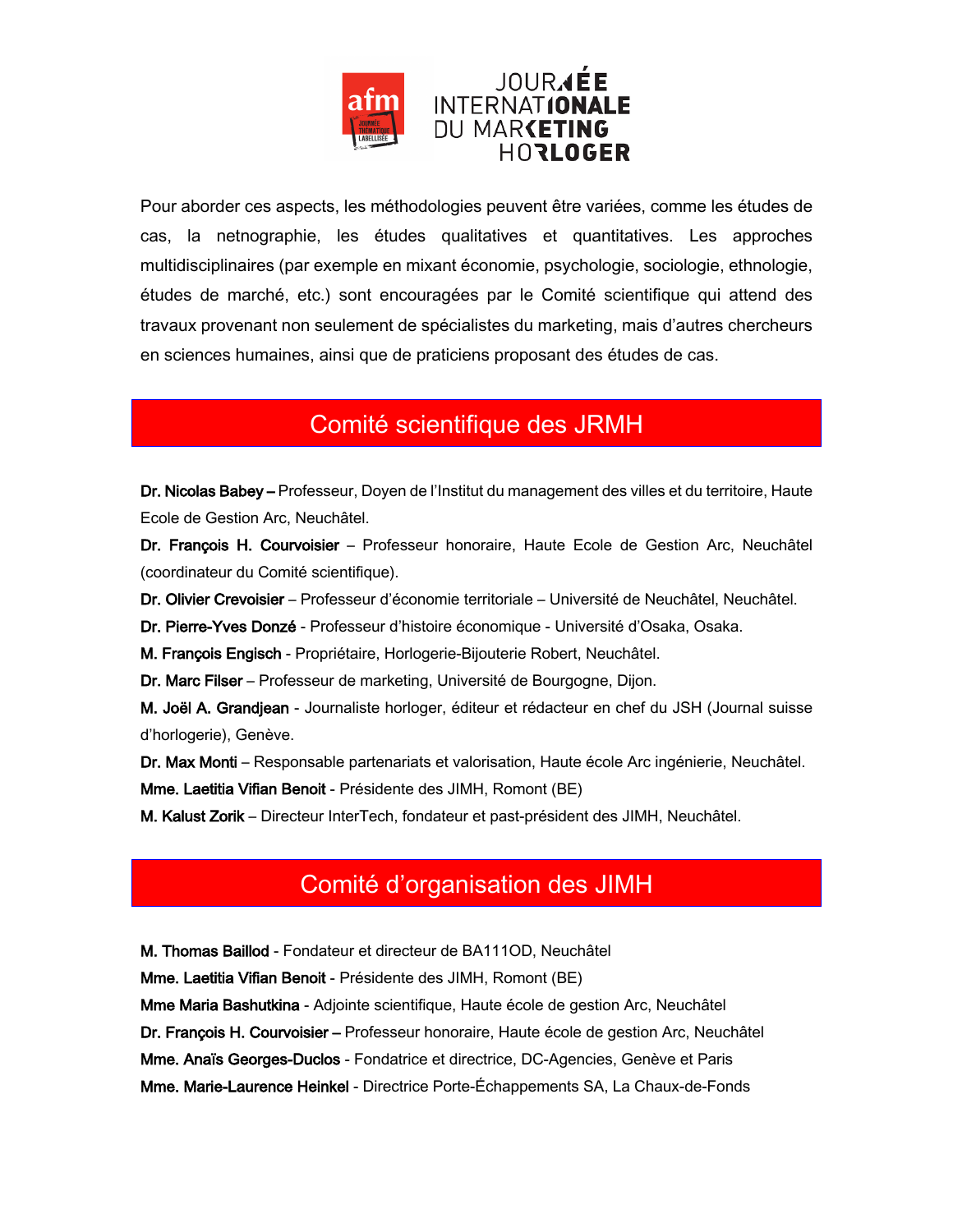Pour aborder ces aspects, les méthodologies peuvent être variées, comme les études de cas, la netnographie, les études qualitatives et quantitatives. Les approches multidisciplinaires (par exemple en mixant économie, psychologie, sociologie, ethnologie, études de marché, etc.) sont encouragées par le Comité scientifique qui attend des travaux provenant non seulement de spécialistes du marketing, mais d'autres chercheurs en sciences humaines, ainsi que de praticiens proposant des études de cas.

## Comité scientifique des JRMH

**Dr. Nicolas Babey –** Professeur, Doyen de l'Institut du management des villes et du territoire, Haute Ecole de Gestion Arc, Neuchâtel.

**Dr. François H. Courvoisier** – Professeur honoraire, Haute Ecole de Gestion Arc, Neuchâtel (coordinateur du Comité scientifique).

**Dr. Olivier Crevoisier** – Professeur d'économie territoriale – Université de Neuchâtel, Neuchâtel.

**Dr. Pierre-Yves Donzé** - Professeur d'histoire économique - Université d'Osaka, Osaka.

**M. François Engisch** - Propriétaire, Horlogerie-Bijouterie Robert, Neuchâtel.

**Dr. Marc Filser** – Professeur de marketing, Université de Bourgogne, Dijon.

**M. Joël A. Grandjean** - Journaliste horloger, éditeur et rédacteur en chef du JSH (Journal suisse d'horlogerie), Genève.

**Dr. Max Monti** – Responsable partenariats et valorisation, Haute école Arc ingénierie, Neuchâtel.

**Mme. Laetitia Vifian Benoit** - Présidente des JIMH, Romont (BE)

**M. Kalust Zorik** – Directeur InterTech, fondateur et past-président des JIMH, Neuchâtel.

## Comité d'organisation des JIMH

**M. Thomas Baillod** - Fondateur et directeur de BA111OD, Neuchâtel

**Mme. Laetitia Vifian Benoit** - Présidente des JIMH, Romont (BE)

**Mme Maria Bashutkina** - Adjointe scientifique, Haute école de gestion Arc, Neuchâtel

**Dr. François H. Courvoisier –** Professeur honoraire, Haute école de gestion Arc, Neuchâtel

**Mme. Anaïs Georges-Duclos** - Fondatrice et directrice, DC-Agencies, Genève et Paris

**Mme. Marie-Laurence Heinkel** - Directrice Porte-Échappements SA, La Chaux-de-Fonds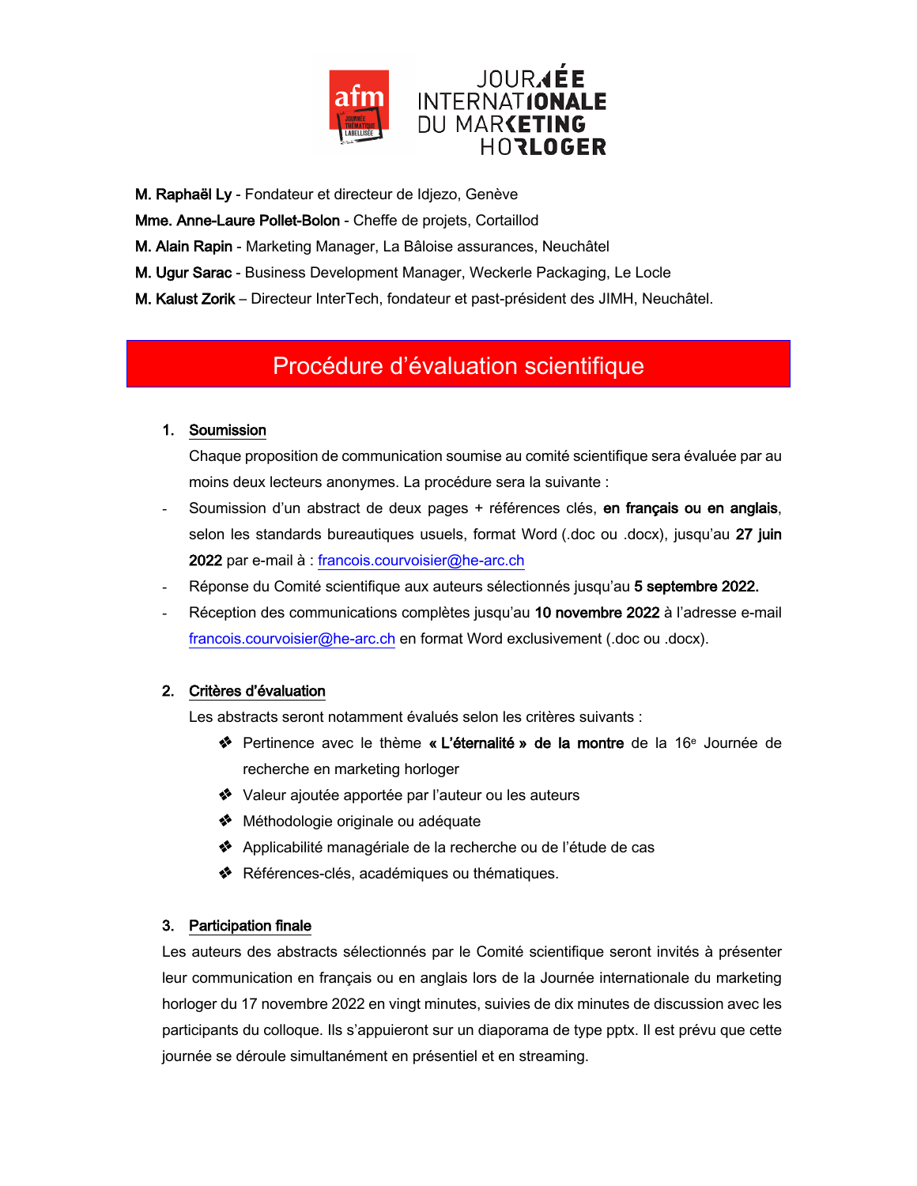M. **Raphaël Ly** - Fondateur et directeur de Idjezo, Genève

Mme. **Anne-Laure Pollet-Bolon** - Cheffe de projets, Cortaillod

M. **Alain Rapin** - Marketing Manager, La Bâloise assurances, Neuchâtel

M. **Ugur Sarac** - Business Development Manager, Weckerle Packaging, Le Locle

M. **Kalust Zorik** – Directeur InterTech, fondateur et past-président des JIMH, Neuchâtel.

# Procédure d'évaluation scientifique

## 1. Soumission

Chaque proposition de communication soumise au comité scientifique sera évaluée par au moins deux lecteurs anonymes. La procédure sera la suivante :

- Soumission d'un abstract de deux pages + références clés, **en français ou en anglais**, selon les standards bureautiques usuels, format Word (.doc ou .docx), jusqu'au **27 juin 2022** par e-mail à : francois.courvoisier@he-arc.ch
- Réponse du Comité scientifique aux auteurs sélectionnés jusqu'au **5 septembre 2022.**
- Réception des communications complètes jusqu'au **10 novembre 2022** à l'adresse e-mail francois.courvoisier@he-arc.ch en format Word exclusivement (.doc ou .docx).

## 2. Critères d'évaluation

Les abstracts seront notamment évalués selon les critères suivants :

- ❖ Pertinence avec le thème **« L'éternalité » de la montre** de la 16e Journée de recherche en marketing horloger
- ❖ Valeur ajoutée apportée par l'auteur ou les auteurs
- ❖ Méthodologie originale ou adéquate
- ❖ Applicabilité managériale de la recherche ou de l'étude de cas
- ❖ Références-clés, académiques ou thématiques.

## 3. Participation finale

Les auteurs des abstracts sélectionnés par le Comité scientifique seront invités à présenter leur communication en français ou en anglais lors de la Journée internationale du marketing horloger du 17 novembre 2022 en vingt minutes, suivies de dix minutes de discussion avec les participants du colloque. Ils s'appuieront sur un diaporama de type pptx. Il est prévu que cette journée se déroule simultanément en présentiel et en streaming.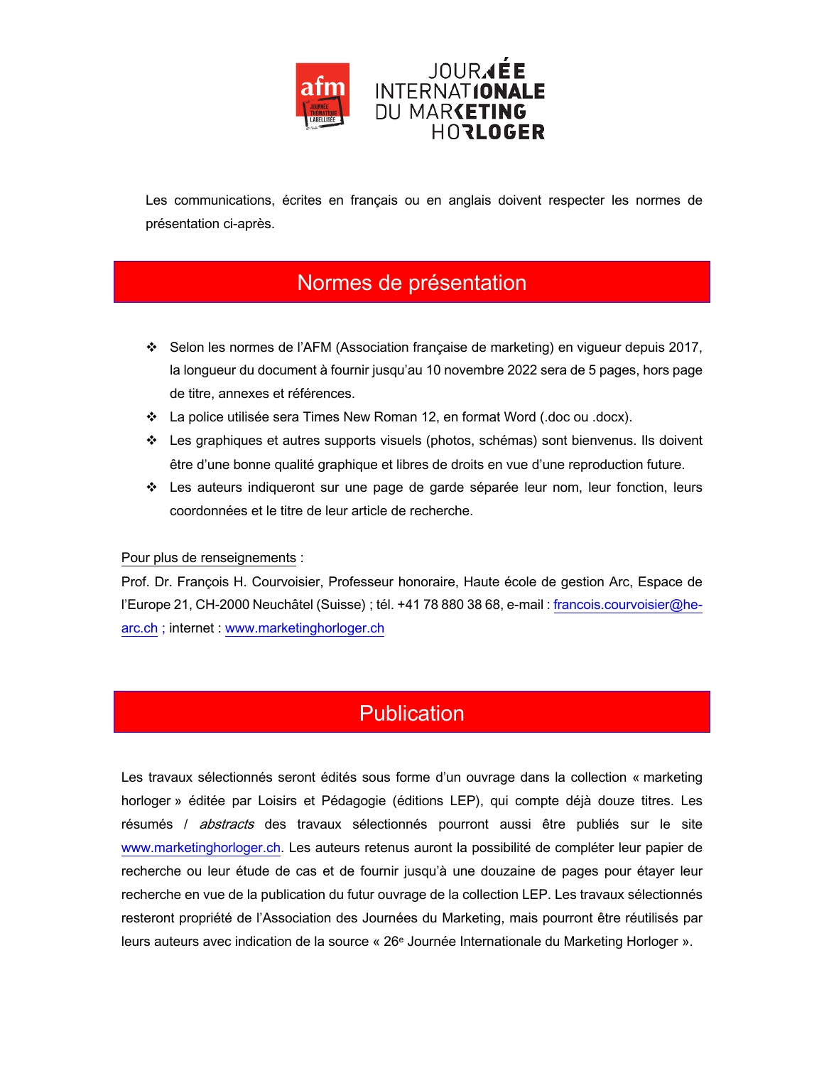Les communications, écrites en français ou en anglais doivent respecter les normes de présentation ci-après.

## Normes de présentation

- Selon les normes de l'AFM (Association française de marketing) en vigueur depuis 2017, la longueur du document à fournir jusqu'au 10 novembre 2022 sera de 5 pages, hors page de titre, annexes et références.
- La police utilisée sera Times New Roman 12, en format Word (.doc ou .docx).
- Les graphiques et autres supports visuels (photos, schémas) sont bienvenus. Ils doivent être d'une bonne qualité graphique et libres de droits en vue d'une reproduction future.
- Les auteurs indiqueront sur une page de garde séparée leur nom, leur fonction, leurs coordonnées et le titre de leur article de recherche.

Pour plus de renseignements :
Prof. Dr. François H. Courvoisier, Professeur honoraire, Haute école de gestion Arc, Espace de l'Europe 21, CH-2000 Neuchâtel (Suisse) ; tél. +41 78 880 38 68, e-mail : francois.courvoisier@he-arc.ch ; internet : www.marketinghorloger.ch

## Publication

Les travaux sélectionnés seront édités sous forme d'un ouvrage dans la collection « marketing horloger » éditée par Loisirs et Pédagogie (éditions LEP), qui compte déjà douze titres. Les résumés / *abstracts* des travaux sélectionnés pourront aussi être publiés sur le site www.marketinghorloger.ch. Les auteurs retenus auront la possibilité de compléter leur papier de recherche ou leur étude de cas et de fournir jusqu'à une douzaine de pages pour étayer leur recherche en vue de la publication du futur ouvrage de la collection LEP. Les travaux sélectionnés resteront propriété de l'Association des Journées du Marketing, mais pourront être réutilisés par leurs auteurs avec indication de la source « 26e Journée Internationale du Marketing Horloger ».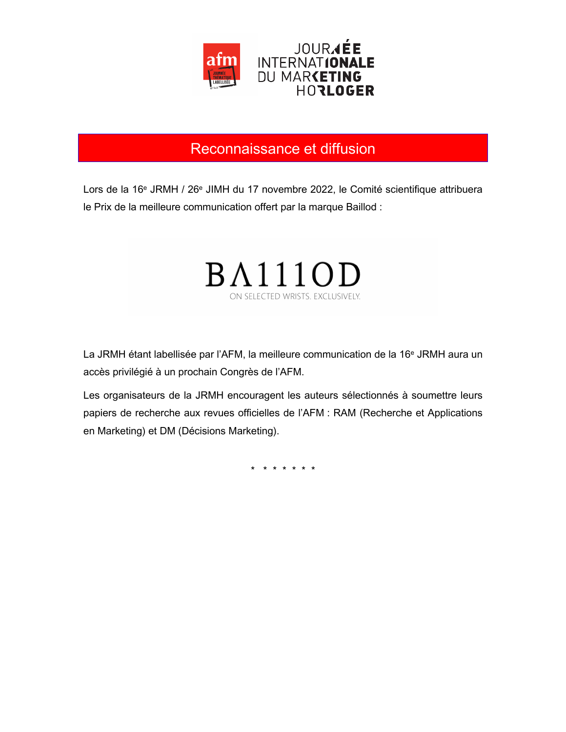JOURNÉE INTERNATIONALE DU MARKETING HORLOGER

## Reconnaissance et diffusion

Lors de la 16e JRMH / 26e JIMH du 17 novembre 2022, le Comité scientifique attribuera le Prix de la meilleure communication offert par la marque Baillod :

BAILLOD

ON SELECTED WRISTS. EXCLUSIVELY.

La JRMH étant labellisée par l'AFM, la meilleure communication de la 16e JRMH aura un accès privilégié à un prochain Congrès de l'AFM.

Les organisateurs de la JRMH encouragent les auteurs sélectionnés à soumettre leurs papiers de recherche aux revues officielles de l'AFM : RAM (Recherche et Applications en Marketing) et DM (Décisions Marketing).

\* \* \* \* \* \* \*